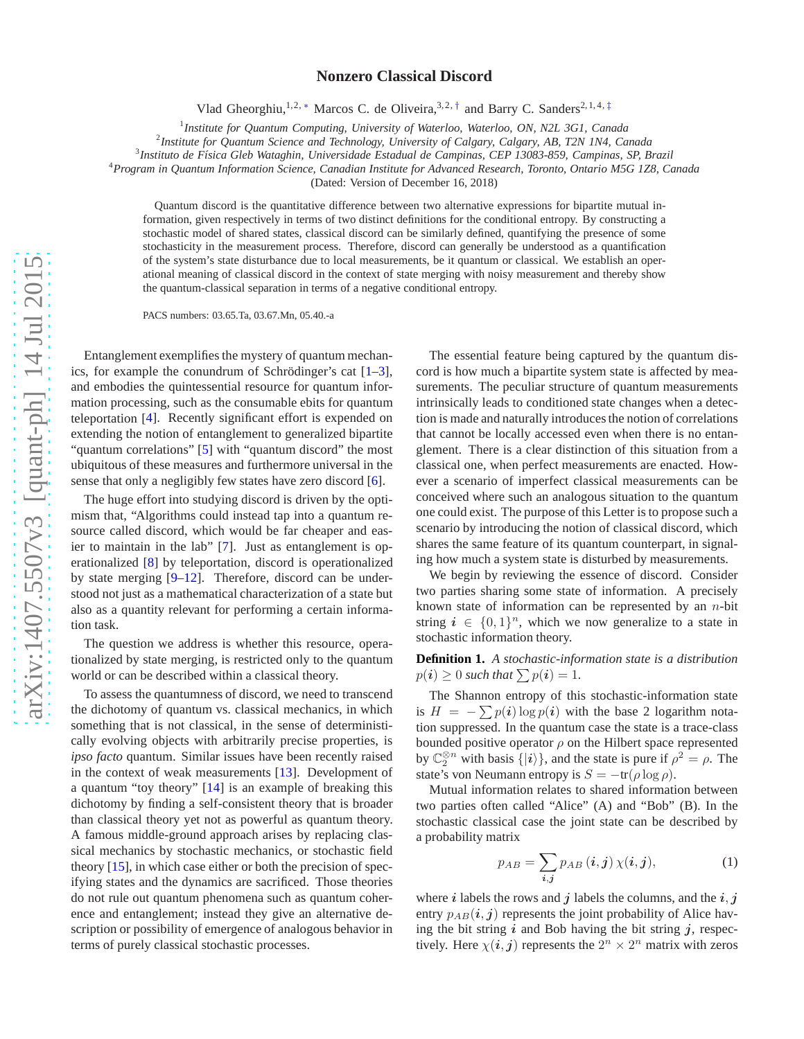# Nonzero Classical Discord

Vlad Gheorghiu,[1,2,*] Marcos C. de Oliveira,[3,2,†] and Barry C. Sanders[2,1,4,‡]

[1]*Institute for Quantum Computing, University of Waterloo, Waterloo, ON, N2L 3G1, Canada*
[2]*Institute for Quantum Science and Technology, University of Calgary, Calgary, AB, T2N 1N4, Canada*
[3]*Instituto de Física Gleb Wataghin, Universidade Estadual de Campinas, CEP 13083-859, Campinas, SP, Brazil*
[4]*Program in Quantum Information Science, Canadian Institute for Advanced Research, Toronto, Ontario M5G 1Z8, Canada*

(Dated: Version of December 16, 2018)

Quantum discord is the quantitative difference between two alternative expressions for bipartite mutual information, given respectively in terms of two distinct definitions for the conditional entropy. By constructing a stochastic model of shared states, classical discord can be similarly defined, quantifying the presence of some stochasticity in the measurement process. Therefore, discord can generally be understood as a quantification of the system's state disturbance due to local measurements, be it quantum or classical. We establish an operational meaning of classical discord in the context of state merging with noisy measurement and thereby show the quantum-classical separation in terms of a negative conditional entropy.

PACS numbers: 03.65.Ta, 03.67.Mn, 05.40.-a

Entanglement exemplifies the mystery of quantum mechanics, for example the conundrum of Schrödinger's cat [1–3], and embodies the quintessential resource for quantum information processing, such as the consumable ebits for quantum teleportation [4]. Recently significant effort is expended on extending the notion of entanglement to generalized bipartite "quantum correlations" [5] with "quantum discord" the most ubiquitous of these measures and furthermore universal in the sense that only a negligibly few states have zero discord [6].

The huge effort into studying discord is driven by the optimism that, "Algorithms could instead tap into a quantum resource called discord, which would be far cheaper and easier to maintain in the lab" [7]. Just as entanglement is operationalized [8] by teleportation, discord is operationalized by state merging [9–12]. Therefore, discord can be understood not just as a mathematical characterization of a state but also as a quantity relevant for performing a certain information task.

The question we address is whether this resource, operationalized by state merging, is restricted only to the quantum world or can be described within a classical theory.

To assess the quantumness of discord, we need to transcend the dichotomy of quantum vs. classical mechanics, in which something that is not classical, in the sense of deterministically evolving objects with arbitrarily precise properties, is *ipso facto* quantum. Similar issues have been recently raised in the context of weak measurements [13]. Development of a quantum "toy theory" [14] is an example of breaking this dichotomy by finding a self-consistent theory that is broader than classical theory yet not as powerful as quantum theory. A famous middle-ground approach arises by replacing classical mechanics by stochastic mechanics, or stochastic field theory [15], in which case either or both the precision of specifying states and the dynamics are sacrificed. Those theories do not rule out quantum phenomena such as quantum coherence and entanglement; instead they give an alternative description or possibility of emergence of analogous behavior in terms of purely classical stochastic processes.

The essential feature being captured by the quantum discord is how much a bipartite system state is affected by measurements. The peculiar structure of quantum measurements intrinsically leads to conditioned state changes when a detection is made and naturally introduces the notion of correlations that cannot be locally accessed even when there is no entanglement. There is a clear distinction of this situation from a classical one, when perfect measurements are enacted. However a scenario of imperfect classical measurements can be conceived where such an analogous situation to the quantum one could exist. The purpose of this Letter is to propose such a scenario by introducing the notion of classical discord, which shares the same feature of its quantum counterpart, in signaling how much a system state is disturbed by measurements.

We begin by reviewing the essence of discord. Consider two parties sharing some state of information. A precisely known state of information can be represented by an $n$-bit string $\boldsymbol{i} \in \{0,1\}^n$, which we now generalize to a state in stochastic information theory.

**Definition 1.** *A stochastic-information state is a distribution $p(\boldsymbol{i}) \geq 0$ such that $\sum p(\boldsymbol{i}) = 1$.*

The Shannon entropy of this stochastic-information state is $H = -\sum p(\boldsymbol{i}) \log p(\boldsymbol{i})$ with the base 2 logarithm notation suppressed. In the quantum case the state is a trace-class bounded positive operator $\rho$ on the Hilbert space represented by $\mathbb{C}_2^{\otimes n}$ with basis $\{|\boldsymbol{i}\rangle\}$, and the state is pure if $\rho^2 = \rho$. The state's von Neumann entropy is $S = -\mathrm{tr}(\rho \log \rho)$.

Mutual information relates to shared information between two parties often called "Alice" (A) and "Bob" (B). In the stochastic classical case the joint state can be described by a probability matrix

$$p_{AB} = \sum_{\boldsymbol{i},\boldsymbol{j}} p_{AB}(\boldsymbol{i},\boldsymbol{j})\, \chi(\boldsymbol{i},\boldsymbol{j}), \tag{1}$$

where $\boldsymbol{i}$ labels the rows and $\boldsymbol{j}$ labels the columns, and the $\boldsymbol{i},\boldsymbol{j}$ entry $p_{AB}(\boldsymbol{i},\boldsymbol{j})$ represents the joint probability of Alice having the bit string $\boldsymbol{i}$ and Bob having the bit string $\boldsymbol{j}$, respectively. Here $\chi(\boldsymbol{i},\boldsymbol{j})$ represents the $2^n \times 2^n$ matrix with zeros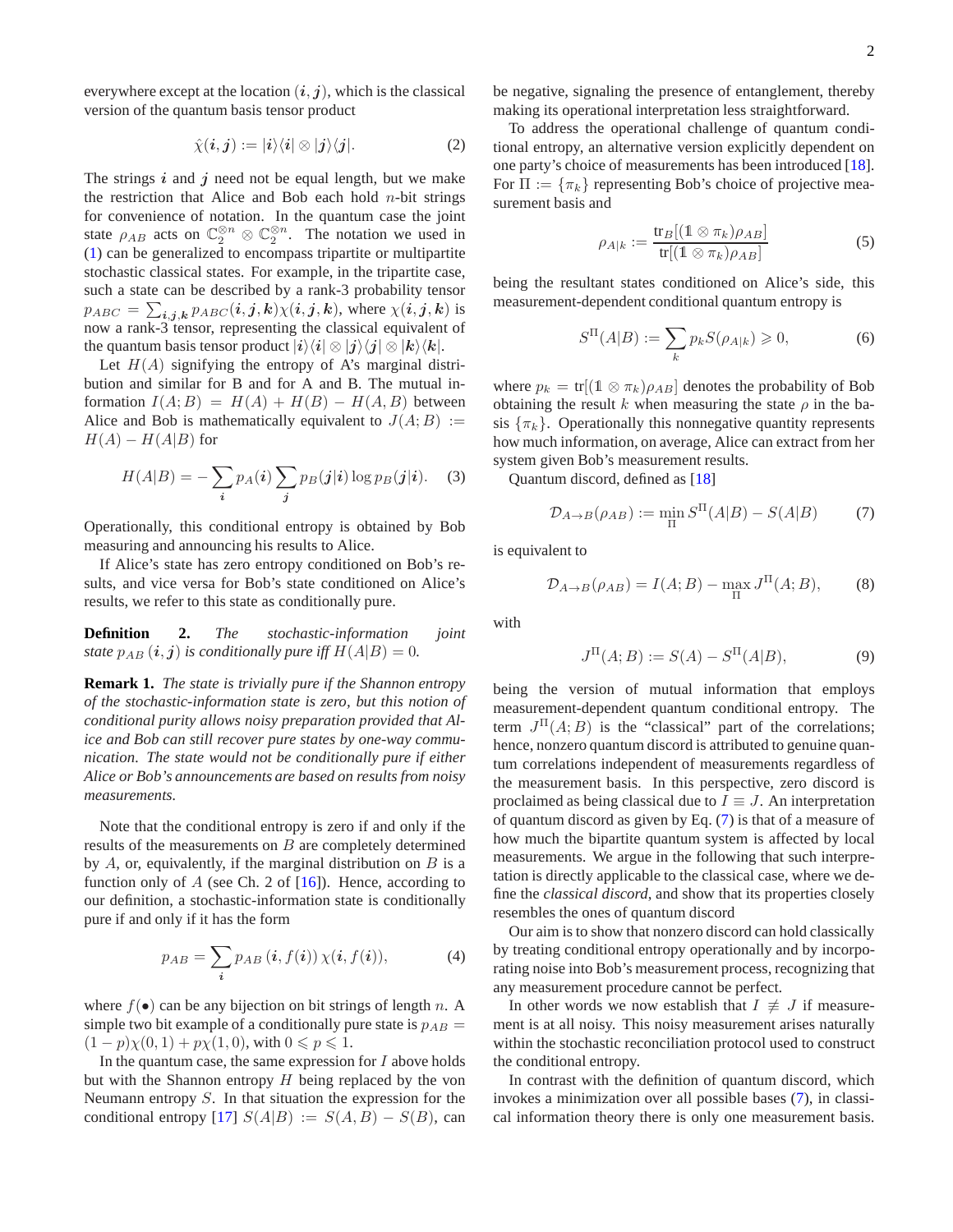everywhere except at the location $(\boldsymbol{i}, \boldsymbol{j})$, which is the classical version of the quantum basis tensor product

$$\hat{\chi}(\boldsymbol{i}, \boldsymbol{j}) := |\boldsymbol{i}\rangle\langle\boldsymbol{i}| \otimes |\boldsymbol{j}\rangle\langle\boldsymbol{j}|. \tag{2}$$

The strings $\boldsymbol{i}$ and $\boldsymbol{j}$ need not be equal length, but we make the restriction that Alice and Bob each hold $n$-bit strings for convenience of notation. In the quantum case the joint state $\rho_{AB}$ acts on $\mathbb{C}_2^{\otimes n} \otimes \mathbb{C}_2^{\otimes n}$. The notation we used in (1) can be generalized to encompass tripartite or multipartite stochastic classical states. For example, in the tripartite case, such a state can be described by a rank-3 probability tensor $p_{ABC} = \sum_{\boldsymbol{i},\boldsymbol{j},\boldsymbol{k}} p_{ABC}(\boldsymbol{i}, \boldsymbol{j}, \boldsymbol{k})\chi(\boldsymbol{i}, \boldsymbol{j}, \boldsymbol{k})$, where $\chi(\boldsymbol{i}, \boldsymbol{j}, \boldsymbol{k})$ is now a rank-3 tensor, representing the classical equivalent of the quantum basis tensor product $|\boldsymbol{i}\rangle\langle\boldsymbol{i}| \otimes |\boldsymbol{j}\rangle\langle\boldsymbol{j}| \otimes |\boldsymbol{k}\rangle\langle\boldsymbol{k}|$.

Let $H(A)$ signifying the entropy of A's marginal distribution and similar for B and for A and B. The mutual information $I(A;B) = H(A) + H(B) - H(A,B)$ between Alice and Bob is mathematically equivalent to $J(A;B) := H(A) - H(A|B)$ for

$$H(A|B) = -\sum_{\boldsymbol{i}} p_A(\boldsymbol{i}) \sum_{\boldsymbol{j}} p_B(\boldsymbol{j}|\boldsymbol{i}) \log p_B(\boldsymbol{j}|\boldsymbol{i}). \tag{3}$$

Operationally, this conditional entropy is obtained by Bob measuring and announcing his results to Alice.

If Alice's state has zero entropy conditioned on Bob's results, and vice versa for Bob's state conditioned on Alice's results, we refer to this state as conditionally pure.

**Definition 2.** *The stochastic-information joint state $p_{AB}(\boldsymbol{i}, \boldsymbol{j})$ is conditionally pure iff $H(A|B) = 0$.*

**Remark 1.** *The state is trivially pure if the Shannon entropy of the stochastic-information state is zero, but this notion of conditional purity allows noisy preparation provided that Alice and Bob can still recover pure states by one-way communication. The state would not be conditionally pure if either Alice or Bob's announcements are based on results from noisy measurements.*

Note that the conditional entropy is zero if and only if the results of the measurements on $B$ are completely determined by $A$, or, equivalently, if the marginal distribution on $B$ is a function only of $A$ (see Ch. 2 of [16]). Hence, according to our definition, a stochastic-information state is conditionally pure if and only if it has the form

$$p_{AB} = \sum_{\boldsymbol{i}} p_{AB}(\boldsymbol{i}, f(\boldsymbol{i}))\, \chi(\boldsymbol{i}, f(\boldsymbol{i})), \tag{4}$$

where $f(\bullet)$ can be any bijection on bit strings of length $n$. A simple two bit example of a conditionally pure state is $p_{AB} = (1-p)\chi(0,1) + p\chi(1,0)$, with $0 \leqslant p \leqslant 1$.

In the quantum case, the same expression for $I$ above holds but with the Shannon entropy $H$ being replaced by the von Neumann entropy $S$. In that situation the expression for the conditional entropy [17] $S(A|B) := S(A,B) - S(B)$, can be negative, signaling the presence of entanglement, thereby making its operational interpretation less straightforward.

To address the operational challenge of quantum conditional entropy, an alternative version explicitly dependent on one party's choice of measurements has been introduced [18]. For $\Pi := \{\pi_k\}$ representing Bob's choice of projective measurement basis and

$$\rho_{A|k} := \frac{\mathrm{tr}_B[(\mathbb{1} \otimes \pi_k)\rho_{AB}]}{\mathrm{tr}[(\mathbb{1} \otimes \pi_k)\rho_{AB}]} \tag{5}$$

being the resultant states conditioned on Alice's side, this measurement-dependent conditional quantum entropy is

$$S^{\Pi}(A|B) := \sum_k p_k S(\rho_{A|k}) \geqslant 0, \tag{6}$$

where $p_k = \mathrm{tr}[(\mathbb{1} \otimes \pi_k)\rho_{AB}]$ denotes the probability of Bob obtaining the result $k$ when measuring the state $\rho$ in the basis $\{\pi_k\}$. Operationally this nonnegative quantity represents how much information, on average, Alice can extract from her system given Bob's measurement results.

Quantum discord, defined as [18]

$$\mathcal{D}_{A\to B}(\rho_{AB}) := \min_{\Pi} S^{\Pi}(A|B) - S(A|B) \tag{7}$$

is equivalent to

$$\mathcal{D}_{A\to B}(\rho_{AB}) = I(A;B) - \max_{\Pi} J^{\Pi}(A;B), \tag{8}$$

with

$$J^{\Pi}(A;B) := S(A) - S^{\Pi}(A|B), \tag{9}$$

being the version of mutual information that employs measurement-dependent quantum conditional entropy. The term $J^{\Pi}(A;B)$ is the "classical" part of the correlations; hence, nonzero quantum discord is attributed to genuine quantum correlations independent of measurements regardless of the measurement basis. In this perspective, zero discord is proclaimed as being classical due to $I \equiv J$. An interpretation of quantum discord as given by Eq. (7) is that of a measure of how much the bipartite quantum system is affected by local measurements. We argue in the following that such interpretation is directly applicable to the classical case, where we define the *classical discord*, and show that its properties closely resembles the ones of quantum discord

Our aim is to show that nonzero discord can hold classically by treating conditional entropy operationally and by incorporating noise into Bob's measurement process, recognizing that any measurement procedure cannot be perfect.

In other words we now establish that $I \not\equiv J$ if measurement is at all noisy. This noisy measurement arises naturally within the stochastic reconciliation protocol used to construct the conditional entropy.

In contrast with the definition of quantum discord, which invokes a minimization over all possible bases (7), in classical information theory there is only one measurement basis.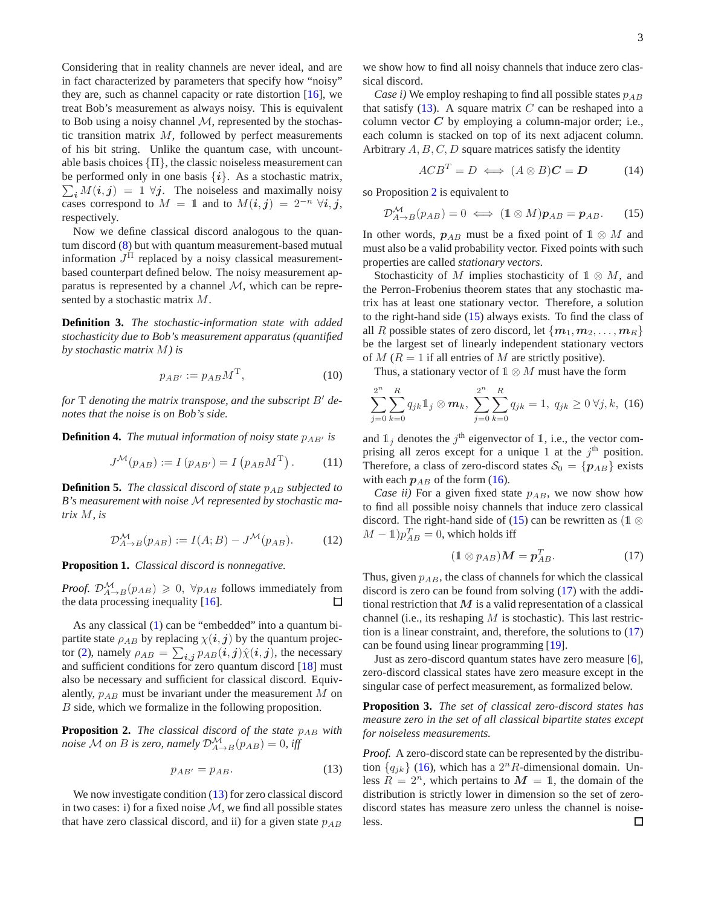Considering that in reality channels are never ideal, and are in fact characterized by parameters that specify how "noisy" they are, such as channel capacity or rate distortion [16], we treat Bob's measurement as always noisy. This is equivalent to Bob using a noisy channel $\mathcal{M}$, represented by the stochastic transition matrix $M$, followed by perfect measurements of his bit string. Unlike the quantum case, with uncountable basis choices $\{\Pi\}$, the classic noiseless measurement can be performed only in one basis $\{\boldsymbol{i}\}$. As a stochastic matrix, $\sum_{\boldsymbol{i}} M(\boldsymbol{i},\boldsymbol{j}) = 1 \;\forall \boldsymbol{j}$. The noiseless and maximally noisy cases correspond to $M = \mathbb{1}$ and to $M(\boldsymbol{i},\boldsymbol{j}) = 2^{-n} \;\forall \boldsymbol{i},\boldsymbol{j}$, respectively.

Now we define classical discord analogous to the quantum discord (8) but with quantum measurement-based mutual information $J^{\Pi}$ replaced by a noisy classical measurement-based counterpart defined below. The noisy measurement apparatus is represented by a channel $\mathcal{M}$, which can be represented by a stochastic matrix $M$.

**Definition 3.** *The stochastic-information state with added stochasticity due to Bob's measurement apparatus (quantified by stochastic matrix $M$) is*

$$p_{AB'} := p_{AB} M^{\mathrm{T}}, \tag{10}$$

*for $\mathrm{T}$ denoting the matrix transpose, and the subscript $B'$ denotes that the noise is on Bob's side.*

**Definition 4.** *The mutual information of noisy state $p_{AB'}$ is*

$$J^{\mathcal{M}}(p_{AB}) := I\left(p_{AB'}\right) = I\left(p_{AB} M^{\mathrm{T}}\right). \tag{11}$$

**Definition 5.** *The classical discord of state $p_{AB}$ subjected to B's measurement with noise $\mathcal{M}$ represented by stochastic matrix $M$, is*

$$\mathcal{D}^{\mathcal{M}}_{A\to B}(p_{AB}) := I(A;B) - J^{\mathcal{M}}(p_{AB}). \tag{12}$$

**Proposition 1.** *Classical discord is nonnegative.*

*Proof.* $\mathcal{D}^{\mathcal{M}}_{A\to B}(p_{AB}) \geqslant 0,\ \forall p_{AB}$ follows immediately from the data processing inequality [16]. ∎

As any classical (1) can be "embedded" into a quantum bipartite state $\rho_{AB}$ by replacing $\chi(\boldsymbol{i},\boldsymbol{j})$ by the quantum projector (2), namely $\rho_{AB} = \sum_{\boldsymbol{i},\boldsymbol{j}} p_{AB}(\boldsymbol{i},\boldsymbol{j})\hat{\chi}(\boldsymbol{i},\boldsymbol{j})$, the necessary and sufficient conditions for zero quantum discord [18] must also be necessary and sufficient for classical discord. Equivalently, $p_{AB}$ must be invariant under the measurement $M$ on $B$ side, which we formalize in the following proposition.

**Proposition 2.** *The classical discord of the state $p_{AB}$ with noise $\mathcal{M}$ on $B$ is zero, namely $\mathcal{D}^{\mathcal{M}}_{A\to B}(p_{AB}) = 0$, iff*

$$p_{AB'} = p_{AB}. \tag{13}$$

We now investigate condition (13) for zero classical discord in two cases: i) for a fixed noise $\mathcal{M}$, we find all possible states that have zero classical discord, and ii) for a given state $p_{AB}$ we show how to find all noisy channels that induce zero classical discord.

*Case i)* We employ reshaping to find all possible states $p_{AB}$ that satisfy (13). A square matrix $C$ can be reshaped into a column vector $\boldsymbol{C}$ by employing a column-major order; i.e., each column is stacked on top of its next adjacent column. Arbitrary $A, B, C, D$ square matrices satisfy the identity

$$ACB^T = D \iff (A\otimes B)\boldsymbol{C} = \boldsymbol{D} \tag{14}$$

so Proposition 2 is equivalent to

$$\mathcal{D}^{\mathcal{M}}_{A\to B}(p_{AB}) = 0 \iff (\mathbb{1}\otimes M)\boldsymbol{p}_{AB} = \boldsymbol{p}_{AB}. \tag{15}$$

In other words, $\boldsymbol{p}_{AB}$ must be a fixed point of $\mathbb{1}\otimes M$ and must also be a valid probability vector. Fixed points with such properties are called *stationary vectors*.

Stochasticity of $M$ implies stochasticity of $\mathbb{1}\otimes M$, and the Perron-Frobenius theorem states that any stochastic matrix has at least one stationary vector. Therefore, a solution to the right-hand side (15) always exists. To find the class of all $R$ possible states of zero discord, let $\{\boldsymbol{m}_1, \boldsymbol{m}_2, \ldots, \boldsymbol{m}_R\}$ be the largest set of linearly independent stationary vectors of $M$ ($R = 1$ if all entries of $M$ are strictly positive).

Thus, a stationary vector of $\mathbb{1}\otimes M$ must have the form

$$\sum_{j=0}^{2^n}\sum_{k=0}^{R} q_{jk}\mathbb{1}_j\otimes \boldsymbol{m}_k,\ \sum_{j=0}^{2^n}\sum_{k=0}^{R} q_{jk} = 1,\ q_{jk}\geq 0\,\forall j,k, \tag{16}$$

and $\mathbb{1}_j$ denotes the $j^{\text{th}}$ eigenvector of $\mathbb{1}$, i.e., the vector comprising all zeros except for a unique 1 at the $j^{\text{th}}$ position. Therefore, a class of zero-discord states $\mathcal{S}_0 = \{\boldsymbol{p}_{AB}\}$ exists with each $\boldsymbol{p}_{AB}$ of the form (16).

*Case ii)* For a given fixed state $p_{AB}$, we now show how to find all possible noisy channels that induce zero classical discord. The right-hand side of (15) can be rewritten as $(\mathbb{1}\otimes M - \mathbb{1})p^T_{AB} = 0$, which holds iff

$$(\mathbb{1}\otimes p_{AB})\boldsymbol{M} = \boldsymbol{p}^T_{AB}. \tag{17}$$

Thus, given $p_{AB}$, the class of channels for which the classical discord is zero can be found from solving (17) with the additional restriction that $\boldsymbol{M}$ is a valid representation of a classical channel (i.e., its reshaping $M$ is stochastic). This last restriction is a linear constraint, and, therefore, the solutions to (17) can be found using linear programming [19].

Just as zero-discord quantum states have zero measure [6], zero-discord classical states have zero measure except in the singular case of perfect measurement, as formalized below.

**Proposition 3.** *The set of classical zero-discord states has measure zero in the set of all classical bipartite states except for noiseless measurements.*

*Proof.* A zero-discord state can be represented by the distribution $\{q_{jk}\}$ (16), which has a $2^n R$-dimensional domain. Unless $R = 2^n$, which pertains to $\boldsymbol{M} = \mathbb{1}$, the domain of the distribution is strictly lower in dimension so the set of zero-discord states has measure zero unless the channel is noiseless. ∎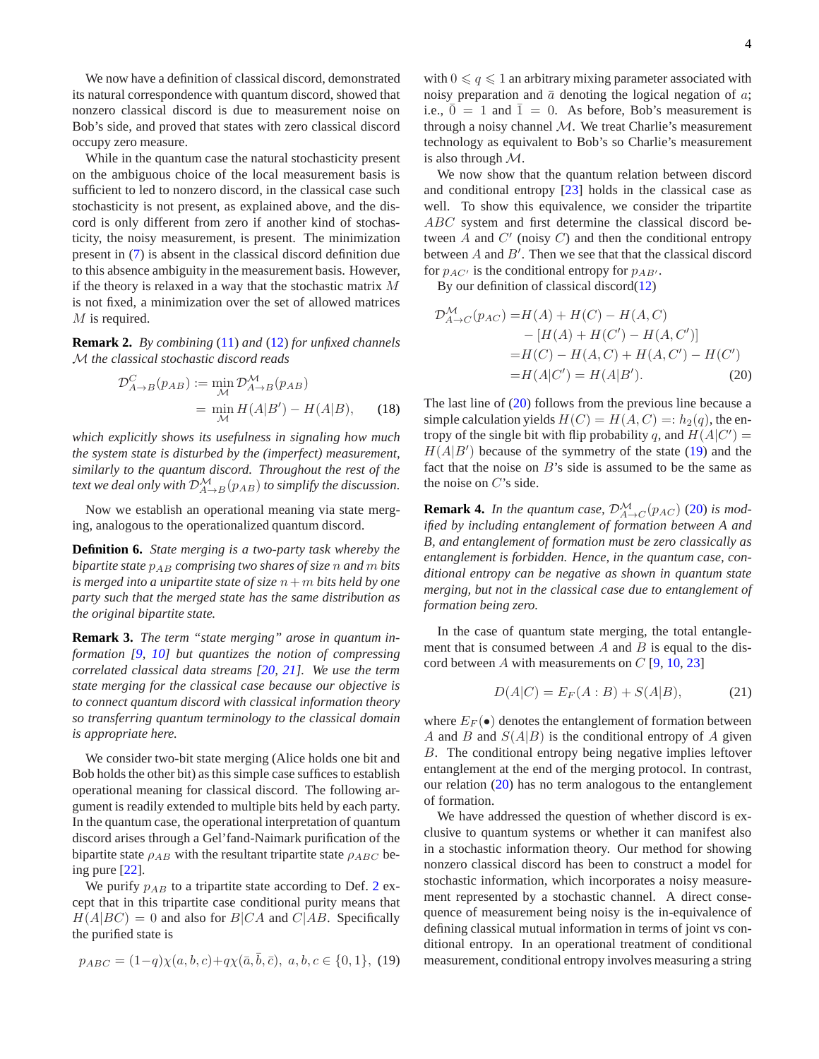We now have a definition of classical discord, demonstrated its natural correspondence with quantum discord, showed that nonzero classical discord is due to measurement noise on Bob's side, and proved that states with zero classical discord occupy zero measure.

While in the quantum case the natural stochasticity present on the ambiguous choice of the local measurement basis is sufficient to led to nonzero discord, in the classical case such stochasticity is not present, as explained above, and the discord is only different from zero if another kind of stochasticity, the noisy measurement, is present. The minimization present in (7) is absent in the classical discord definition due to this absence ambiguity in the measurement basis. However, if the theory is relaxed in a way that the stochastic matrix $M$ is not fixed, a minimization over the set of allowed matrices $M$ is required.

**Remark 2.** *By combining* (11) *and* (12) *for unfixed channels* $\mathcal{M}$ *the classical stochastic discord reads*

$$
\begin{aligned}
\mathcal{D}^{C}_{A\to B}(p_{AB}) &:= \min_{\mathcal{M}} \mathcal{D}^{\mathcal{M}}_{A\to B}(p_{AB}) \\
&= \min_{\mathcal{M}} H(A|B') - H(A|B), \qquad (18)
\end{aligned}
$$

*which explicitly shows its usefulness in signaling how much the system state is disturbed by the (imperfect) measurement, similarly to the quantum discord. Throughout the rest of the text we deal only with* $\mathcal{D}^{\mathcal{M}}_{A\to B}(p_{AB})$ *to simplify the discussion.*

Now we establish an operational meaning via state merging, analogous to the operationalized quantum discord.

**Definition 6.** *State merging is a two-party task whereby the bipartite state* $p_{AB}$ *comprising two shares of size* $n$ *and* $m$ *bits is merged into a unipartite state of size* $n+m$ *bits held by one party such that the merged state has the same distribution as the original bipartite state.*

**Remark 3.** *The term "state merging" arose in quantum information [9, 10] but quantizes the notion of compressing correlated classical data streams [20, 21]. We use the term state merging for the classical case because our objective is to connect quantum discord with classical information theory so transferring quantum terminology to the classical domain is appropriate here.*

We consider two-bit state merging (Alice holds one bit and Bob holds the other bit) as this simple case suffices to establish operational meaning for classical discord. The following argument is readily extended to multiple bits held by each party. In the quantum case, the operational interpretation of quantum discord arises through a Gel'fand-Naimark purification of the bipartite state $\rho_{AB}$ with the resultant tripartite state $\rho_{ABC}$ being pure [22].

We purify $p_{AB}$ to a tripartite state according to Def. 2 except that in this tripartite case conditional purity means that $H(A|BC) = 0$ and also for $B|CA$ and $C|AB$. Specifically the purified state is

$$
p_{ABC} = (1-q)\chi(a,b,c) + q\chi(\bar{a},\bar{b},\bar{c}),\ a,b,c \in \{0,1\}, \quad (19)
$$

with $0 \leqslant q \leqslant 1$ an arbitrary mixing parameter associated with noisy preparation and $\bar{a}$ denoting the logical negation of $a$; i.e., $\bar{0} = 1$ and $\bar{1} = 0$. As before, Bob's measurement is through a noisy channel $\mathcal{M}$. We treat Charlie's measurement technology as equivalent to Bob's so Charlie's measurement is also through $\mathcal{M}$.

We now show that the quantum relation between discord and conditional entropy [23] holds in the classical case as well. To show this equivalence, we consider the tripartite $ABC$ system and first determine the classical discord between $A$ and $C'$ (noisy $C$) and then the conditional entropy between $A$ and $B'$. Then we see that that the classical discord for $p_{AC'}$ is the conditional entropy for $p_{AB'}$.

By our definition of classical discord(12)

$$
\begin{aligned}
\mathcal{D}^{\mathcal{M}}_{A\to C}(p_{AC}) =& H(A) + H(C) - H(A,C) \\
&- [H(A) + H(C') - H(A,C')] \\
=& H(C) - H(A,C) + H(A,C') - H(C') \\
=& H(A|C') = H(A|B'). \qquad (20)
\end{aligned}
$$

The last line of (20) follows from the previous line because a simple calculation yields $H(C) = H(A,C) =: h_2(q)$, the entropy of the single bit with flip probability $q$, and $H(A|C') = H(A|B')$ because of the symmetry of the state (19) and the fact that the noise on $B$'s side is assumed to be the same as the noise on $C$'s side.

**Remark 4.** *In the quantum case,* $\mathcal{D}^{\mathcal{M}}_{A\to C}(p_{AC})$ (20) *is modified by including entanglement of formation between A and B, and entanglement of formation must be zero classically as entanglement is forbidden. Hence, in the quantum case, conditional entropy can be negative as shown in quantum state merging, but not in the classical case due to entanglement of formation being zero.*

In the case of quantum state merging, the total entanglement that is consumed between $A$ and $B$ is equal to the discord between $A$ with measurements on $C$ [9, 10, 23]

$$
D(A|C) = E_F(A:B) + S(A|B), \qquad (21)
$$

where $E_F(\bullet)$ denotes the entanglement of formation between $A$ and $B$ and $S(A|B)$ is the conditional entropy of $A$ given $B$. The conditional entropy being negative implies leftover entanglement at the end of the merging protocol. In contrast, our relation (20) has no term analogous to the entanglement of formation.

We have addressed the question of whether discord is exclusive to quantum systems or whether it can manifest also in a stochastic information theory. Our method for showing nonzero classical discord has been to construct a model for stochastic information, which incorporates a noisy measurement represented by a stochastic channel. A direct consequence of measurement being noisy is the in-equivalence of defining classical mutual information in terms of joint vs conditional entropy. In an operational treatment of conditional measurement, conditional entropy involves measuring a string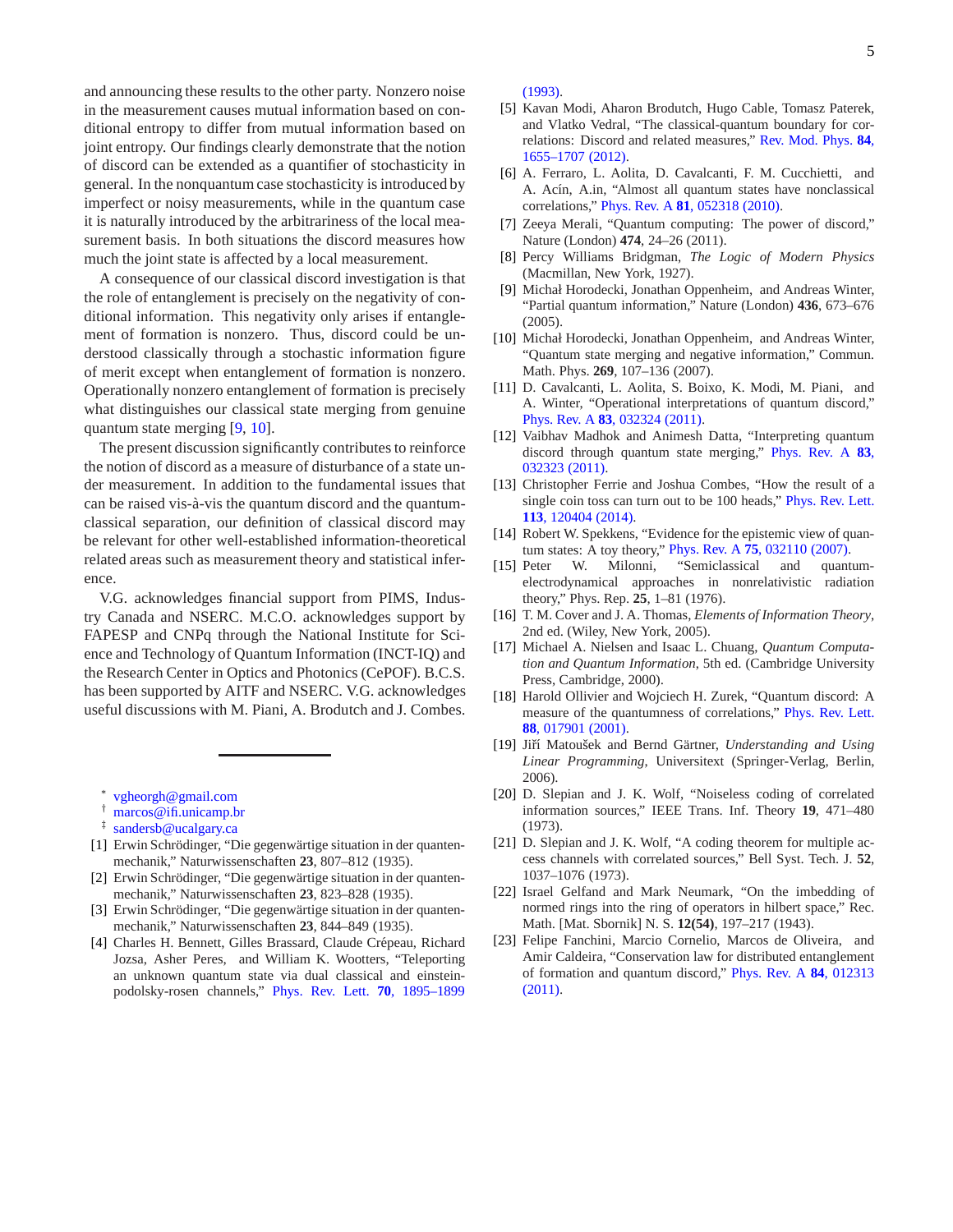and announcing these results to the other party. Nonzero noise in the measurement causes mutual information based on conditional entropy to differ from mutual information based on joint entropy. Our findings clearly demonstrate that the notion of discord can be extended as a quantifier of stochasticity in general. In the nonquantum case stochasticity is introduced by imperfect or noisy measurements, while in the quantum case it is naturally introduced by the arbitrariness of the local measurement basis. In both situations the discord measures how much the joint state is affected by a local measurement.

A consequence of our classical discord investigation is that the role of entanglement is precisely on the negativity of conditional information. This negativity only arises if entanglement of formation is nonzero. Thus, discord could be understood classically through a stochastic information figure of merit except when entanglement of formation is nonzero. Operationally nonzero entanglement of formation is precisely what distinguishes our classical state merging from genuine quantum state merging [9, 10].

The present discussion significantly contributes to reinforce the notion of discord as a measure of disturbance of a state under measurement. In addition to the fundamental issues that can be raised vis-à-vis the quantum discord and the quantum-classical separation, our definition of classical discord may be relevant for other well-established information-theoretical related areas such as measurement theory and statistical inference.

V.G. acknowledges financial support from PIMS, Industry Canada and NSERC. M.C.O. acknowledges support by FAPESP and CNPq through the National Institute for Science and Technology of Quantum Information (INCT-IQ) and the Research Center in Optics and Photonics (CePOF). B.C.S. has been supported by AITF and NSERC. V.G. acknowledges useful discussions with M. Piani, A. Brodutch and J. Combes.

---

* vgheorgh@gmail.com
† marcos@ifi.unicamp.br
‡ sandersb@ucalgary.ca

[1] Erwin Schrödinger, "Die gegenwärtige situation in der quantenmechanik," Naturwissenschaften **23**, 807–812 (1935).

[2] Erwin Schrödinger, "Die gegenwärtige situation in der quantenmechanik," Naturwissenschaften **23**, 823–828 (1935).

[3] Erwin Schrödinger, "Die gegenwärtige situation in der quantenmechanik," Naturwissenschaften **23**, 844–849 (1935).

[4] Charles H. Bennett, Gilles Brassard, Claude Crépeau, Richard Jozsa, Asher Peres, and William K. Wootters, "Teleporting an unknown quantum state via dual classical and einstein-podolsky-rosen channels," Phys. Rev. Lett. **70**, 1895–1899 (1993).

[5] Kavan Modi, Aharon Brodutch, Hugo Cable, Tomasz Paterek, and Vlatko Vedral, "The classical-quantum boundary for correlations: Discord and related measures," Rev. Mod. Phys. **84**, 1655–1707 (2012).

[6] A. Ferraro, L. Aolita, D. Cavalcanti, F. M. Cucchietti, and A. Acín, A.in, "Almost all quantum states have nonclassical correlations," Phys. Rev. A **81**, 052318 (2010).

[7] Zeeya Merali, "Quantum computing: The power of discord," Nature (London) **474**, 24–26 (2011).

[8] Percy Williams Bridgman, *The Logic of Modern Physics* (Macmillan, New York, 1927).

[9] Michał Horodecki, Jonathan Oppenheim, and Andreas Winter, "Partial quantum information," Nature (London) **436**, 673–676 (2005).

[10] Michał Horodecki, Jonathan Oppenheim, and Andreas Winter, "Quantum state merging and negative information," Commun. Math. Phys. **269**, 107–136 (2007).

[11] D. Cavalcanti, L. Aolita, S. Boixo, K. Modi, M. Piani, and A. Winter, "Operational interpretations of quantum discord," Phys. Rev. A **83**, 032324 (2011).

[12] Vaibhav Madhok and Animesh Datta, "Interpreting quantum discord through quantum state merging," Phys. Rev. A **83**, 032323 (2011).

[13] Christopher Ferrie and Joshua Combes, "How the result of a single coin toss can turn out to be 100 heads," Phys. Rev. Lett. **113**, 120404 (2014).

[14] Robert W. Spekkens, "Evidence for the epistemic view of quantum states: A toy theory," Phys. Rev. A **75**, 032110 (2007).

[15] Peter W. Milonni, "Semiclassical and quantum-electrodynamical approaches in nonrelativistic radiation theory," Phys. Rep. **25**, 1–81 (1976).

[16] T. M. Cover and J. A. Thomas, *Elements of Information Theory*, 2nd ed. (Wiley, New York, 2005).

[17] Michael A. Nielsen and Isaac L. Chuang, *Quantum Computation and Quantum Information*, 5th ed. (Cambridge University Press, Cambridge, 2000).

[18] Harold Ollivier and Wojciech H. Zurek, "Quantum discord: A measure of the quantumness of correlations," Phys. Rev. Lett. **88**, 017901 (2001).

[19] Jiří Matoušek and Bernd Gärtner, *Understanding and Using Linear Programming*, Universitext (Springer-Verlag, Berlin, 2006).

[20] D. Slepian and J. K. Wolf, "Noiseless coding of correlated information sources," IEEE Trans. Inf. Theory **19**, 471–480 (1973).

[21] D. Slepian and J. K. Wolf, "A coding theorem for multiple access channels with correlated sources," Bell Syst. Tech. J. **52**, 1037–1076 (1973).

[22] Israel Gelfand and Mark Neumark, "On the imbedding of normed rings into the ring of operators in hilbert space," Rec. Math. [Mat. Sbornik] N. S. **12(54)**, 197–217 (1943).

[23] Felipe Fanchini, Marcio Cornelio, Marcos de Oliveira, and Amir Caldeira, "Conservation law for distributed entanglement of formation and quantum discord," Phys. Rev. A **84**, 012313 (2011).